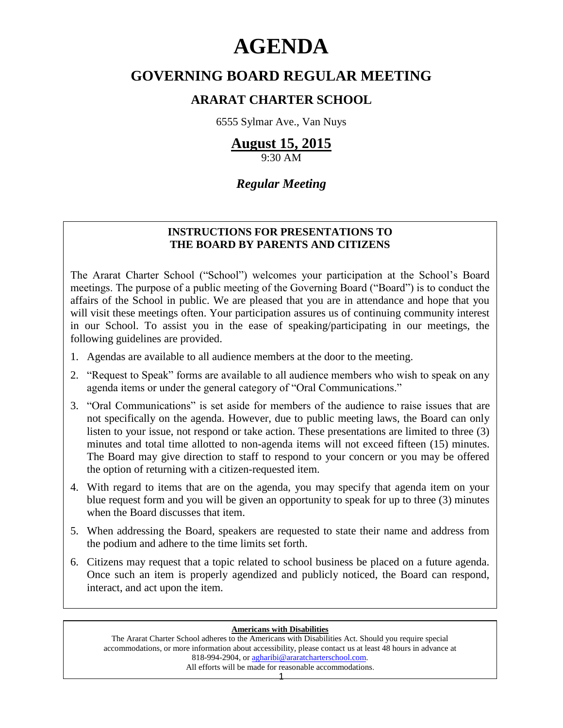# AGENDA

## GOVERNING BOARD REGULAR MEETING

### ARARAT CHARTER SCHOOL

6555 Sylmar Ave., Van Nuys

**August 15, 2015**

9:30 AM

***Regular Meeting***

---

**INSTRUCTIONS FOR PRESENTATIONS TO THE BOARD BY PARENTS AND CITIZENS**

The Ararat Charter School ("School") welcomes your participation at the School's Board meetings. The purpose of a public meeting of the Governing Board ("Board") is to conduct the affairs of the School in public. We are pleased that you are in attendance and hope that you will visit these meetings often. Your participation assures us of continuing community interest in our School. To assist you in the ease of speaking/participating in our meetings, the following guidelines are provided.

1. Agendas are available to all audience members at the door to the meeting.
2. "Request to Speak" forms are available to all audience members who wish to speak on any agenda items or under the general category of "Oral Communications."
3. "Oral Communications" is set aside for members of the audience to raise issues that are not specifically on the agenda. However, due to public meeting laws, the Board can only listen to your issue, not respond or take action. These presentations are limited to three (3) minutes and total time allotted to non-agenda items will not exceed fifteen (15) minutes. The Board may give direction to staff to respond to your concern or you may be offered the option of returning with a citizen-requested item.
4. With regard to items that are on the agenda, you may specify that agenda item on your blue request form and you will be given an opportunity to speak for up to three (3) minutes when the Board discusses that item.
5. When addressing the Board, speakers are requested to state their name and address from the podium and adhere to the time limits set forth.
6. Citizens may request that a topic related to school business be placed on a future agenda. Once such an item is properly agendized and publicly noticed, the Board can respond, interact, and act upon the item.

---

**Americans with Disabilities**

The Ararat Charter School adheres to the Americans with Disabilities Act. Should you require special accommodations, or more information about accessibility, please contact us at least 48 hours in advance at 818-994-2904, or agharibi@araratcharterschool.com.

All efforts will be made for reasonable accommodations.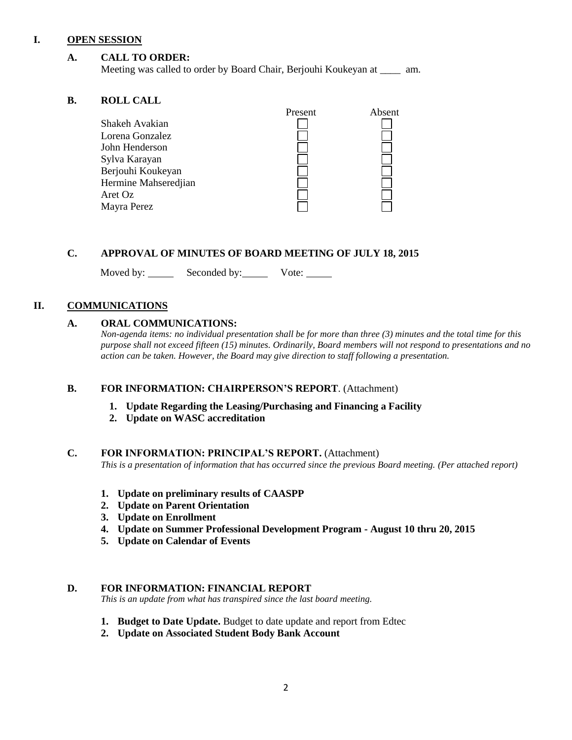## I. OPEN SESSION

### A. CALL TO ORDER:

Meeting was called to order by Board Chair, Berjouhi Koukeyan at ____ am.

### B. ROLL CALL

| | Present | Absent |
|---|---|---|
| Shakeh Avakian | ☐ | ☐ |
| Lorena Gonzalez | ☐ | ☐ |
| John Henderson | ☐ | ☐ |
| Sylva Karayan | ☐ | ☐ |
| Berjouhi Koukeyan | ☐ | ☐ |
| Hermine Mahseredjian | ☐ | ☐ |
| Aret Oz | ☐ | ☐ |
| Mayra Perez | ☐ | ☐ |

### C. APPROVAL OF MINUTES OF BOARD MEETING OF JULY 18, 2015

Moved by: _____ Seconded by: _____ Vote: _____

## II. COMMUNICATIONS

### A. ORAL COMMUNICATIONS:

*Non-agenda items: no individual presentation shall be for more than three (3) minutes and the total time for this purpose shall not exceed fifteen (15) minutes. Ordinarily, Board members will not respond to presentations and no action can be taken. However, the Board may give direction to staff following a presentation.*

### B. FOR INFORMATION: CHAIRPERSON'S REPORT. (Attachment)

1. **Update Regarding the Leasing/Purchasing and Financing a Facility**
2. **Update on WASC accreditation**

### C. FOR INFORMATION: PRINCIPAL'S REPORT. (Attachment)

*This is a presentation of information that has occurred since the previous Board meeting. (Per attached report)*

1. **Update on preliminary results of CAASPP**
2. **Update on Parent Orientation**
3. **Update on Enrollment**
4. **Update on Summer Professional Development Program - August 10 thru 20, 2015**
5. **Update on Calendar of Events**

### D. FOR INFORMATION: FINANCIAL REPORT

*This is an update from what has transpired since the last board meeting.*

1. **Budget to Date Update.** Budget to date update and report from Edtec
2. **Update on Associated Student Body Bank Account**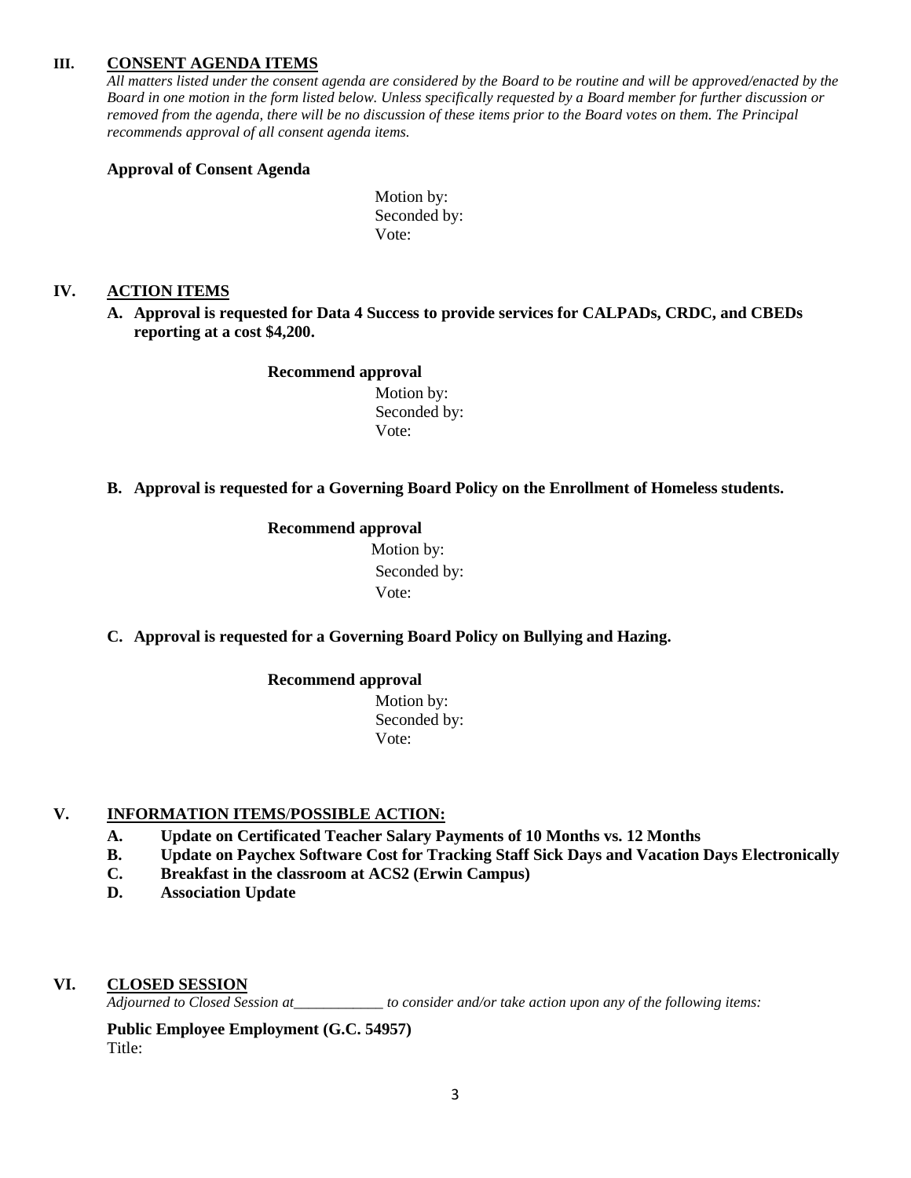## III. CONSENT AGENDA ITEMS

*All matters listed under the consent agenda are considered by the Board to be routine and will be approved/enacted by the Board in one motion in the form listed below. Unless specifically requested by a Board member for further discussion or removed from the agenda, there will be no discussion of these items prior to the Board votes on them. The Principal recommends approval of all consent agenda items.*

**Approval of Consent Agenda**

Motion by:
Seconded by:
Vote:

## IV. ACTION ITEMS

**A. Approval is requested for Data 4 Success to provide services for CALPADs, CRDC, and CBEDs reporting at a cost $4,200.**

**Recommend approval**

Motion by:
Seconded by:
Vote:

**B. Approval is requested for a Governing Board Policy on the Enrollment of Homeless students.**

**Recommend approval**

Motion by:
Seconded by:
Vote:

**C. Approval is requested for a Governing Board Policy on Bullying and Hazing.**

**Recommend approval**

Motion by:
Seconded by:
Vote:

## V. INFORMATION ITEMS/POSSIBLE ACTION:

**A. Update on Certificated Teacher Salary Payments of 10 Months vs. 12 Months**
**B. Update on Paychex Software Cost for Tracking Staff Sick Days and Vacation Days Electronically**
**C. Breakfast in the classroom at ACS2 (Erwin Campus)**
**D. Association Update**

## VI. CLOSED SESSION

*Adjourned to Closed Session at____________ to consider and/or take action upon any of the following items:*

**Public Employee Employment (G.C. 54957)**
Title: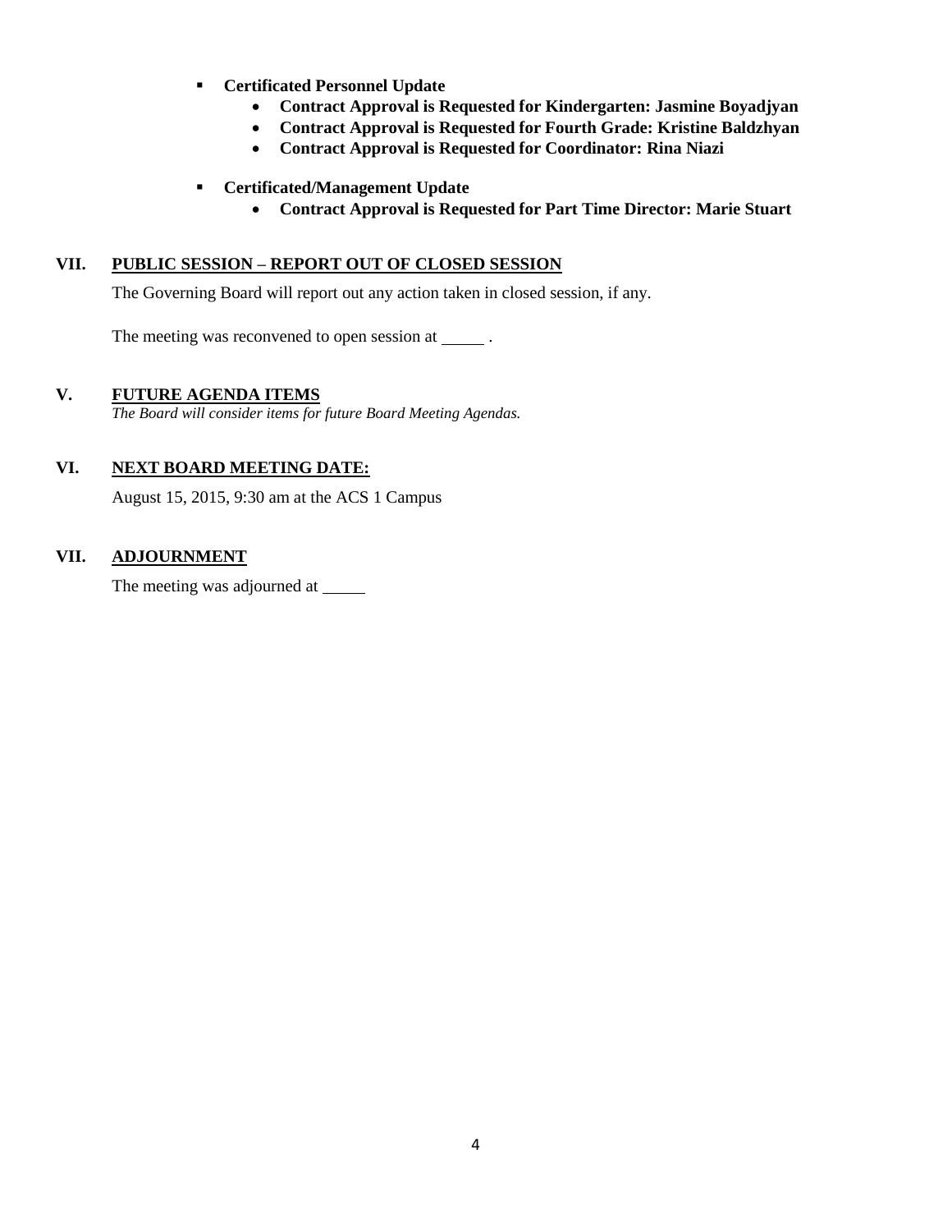- **Certificated Personnel Update**
  - **Contract Approval is Requested for Kindergarten: Jasmine Boyadjyan**
  - **Contract Approval is Requested for Fourth Grade: Kristine Baldzhyan**
  - **Contract Approval is Requested for Coordinator: Rina Niazi**
- **Certificated/Management Update**
  - **Contract Approval is Requested for Part Time Director: Marie Stuart**

## VII. PUBLIC SESSION – REPORT OUT OF CLOSED SESSION

The Governing Board will report out any action taken in closed session, if any.

The meeting was reconvened to open session at _____ .

## V. FUTURE AGENDA ITEMS

*The Board will consider items for future Board Meeting Agendas.*

## VI. NEXT BOARD MEETING DATE:

August 15, 2015, 9:30 am at the ACS 1 Campus

## VII. ADJOURNMENT

The meeting was adjourned at _____